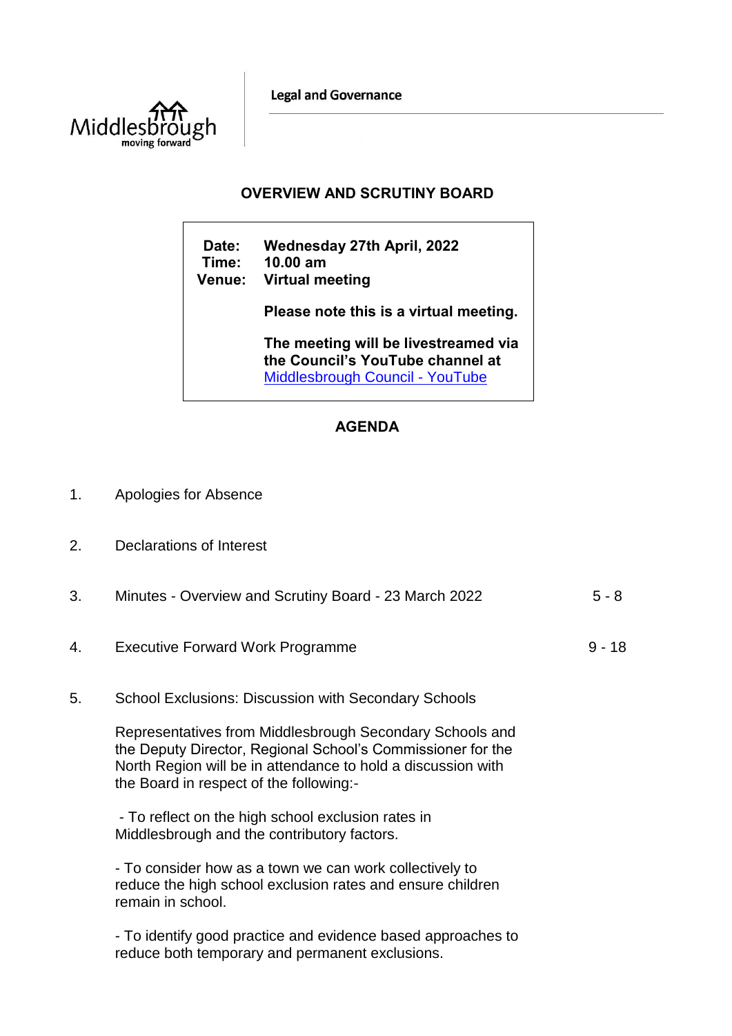Legal and Governance

# OVERVIEW AND SCRUTINY BOARD

**Date:** Wednesday 27th April, 2022
**Time:** 10.00 am
**Venue:** Virtual meeting

**Please note this is a virtual meeting.**

**The meeting will be livestreamed via the Council's YouTube channel at** [Middlesbrough Council - YouTube]

## AGENDA

| | | |
|---|---|---|
| 1. | Apologies for Absence | |
| 2. | Declarations of Interest | |
| 3. | Minutes - Overview and Scrutiny Board - 23 March 2022 | 5 - 8 |
| 4. | Executive Forward Work Programme | 9 - 18 |
| 5. | School Exclusions: Discussion with Secondary Schools | |

Representatives from Middlesbrough Secondary Schools and the Deputy Director, Regional School's Commissioner for the North Region will be in attendance to hold a discussion with the Board in respect of the following:-

- To reflect on the high school exclusion rates in Middlesbrough and the contributory factors.

- To consider how as a town we can work collectively to reduce the high school exclusion rates and ensure children remain in school.

- To identify good practice and evidence based approaches to reduce both temporary and permanent exclusions.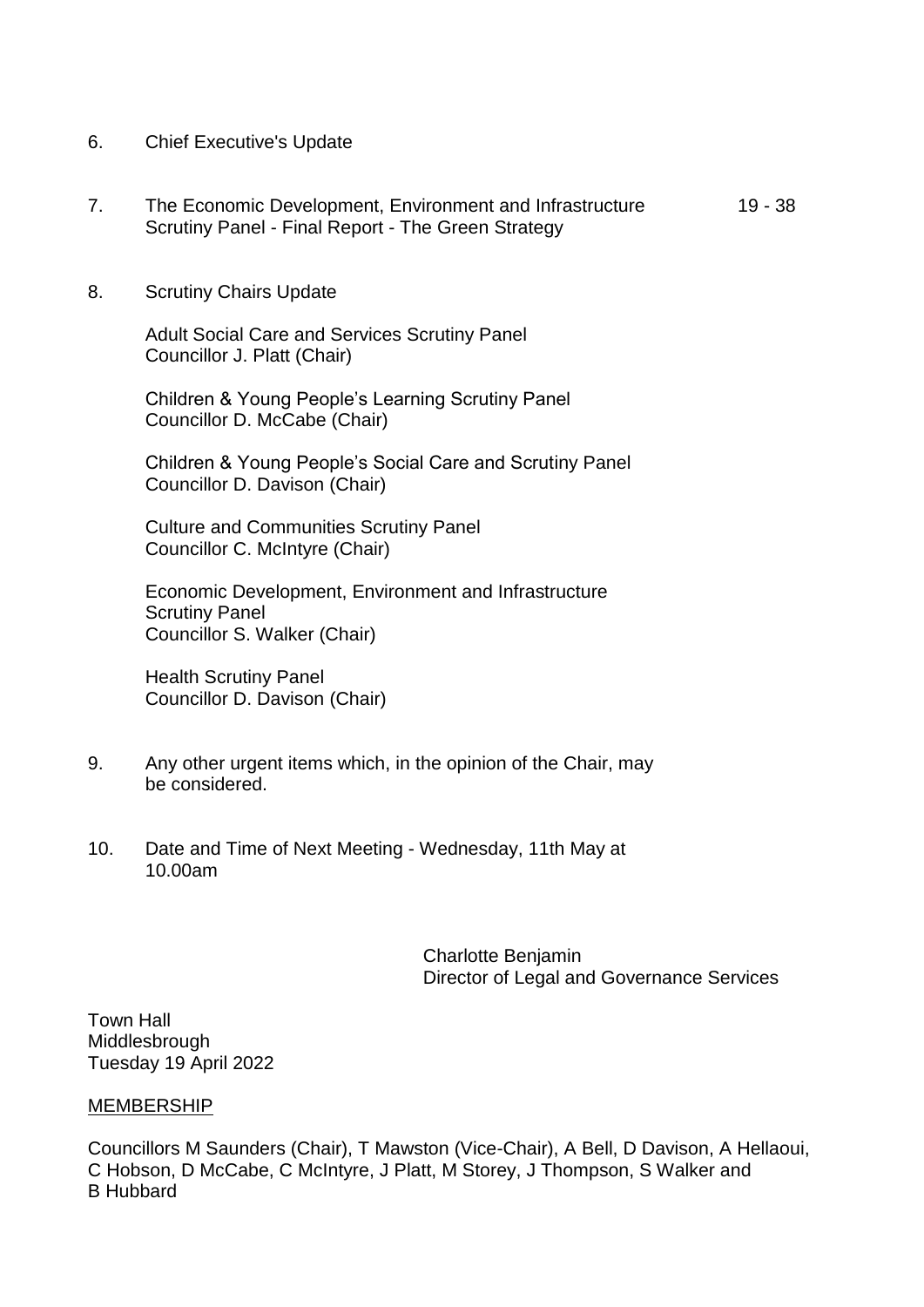6. Chief Executive's Update

7. The Economic Development, Environment and Infrastructure Scrutiny Panel - Final Report - The Green Strategy 19 - 38

8. Scrutiny Chairs Update

   Adult Social Care and Services Scrutiny Panel
   Councillor J. Platt (Chair)

   Children & Young People's Learning Scrutiny Panel
   Councillor D. McCabe (Chair)

   Children & Young People's Social Care and Scrutiny Panel
   Councillor D. Davison (Chair)

   Culture and Communities Scrutiny Panel
   Councillor C. McIntyre (Chair)

   Economic Development, Environment and Infrastructure Scrutiny Panel
   Councillor S. Walker (Chair)

   Health Scrutiny Panel
   Councillor D. Davison (Chair)

9. Any other urgent items which, in the opinion of the Chair, may be considered.

10. Date and Time of Next Meeting - Wednesday, 11th May at 10.00am

Charlotte Benjamin
Director of Legal and Governance Services

Town Hall
Middlesbrough
Tuesday 19 April 2022

MEMBERSHIP

Councillors M Saunders (Chair), T Mawston (Vice-Chair), A Bell, D Davison, A Hellaoui, C Hobson, D McCabe, C McIntyre, J Platt, M Storey, J Thompson, S Walker and B Hubbard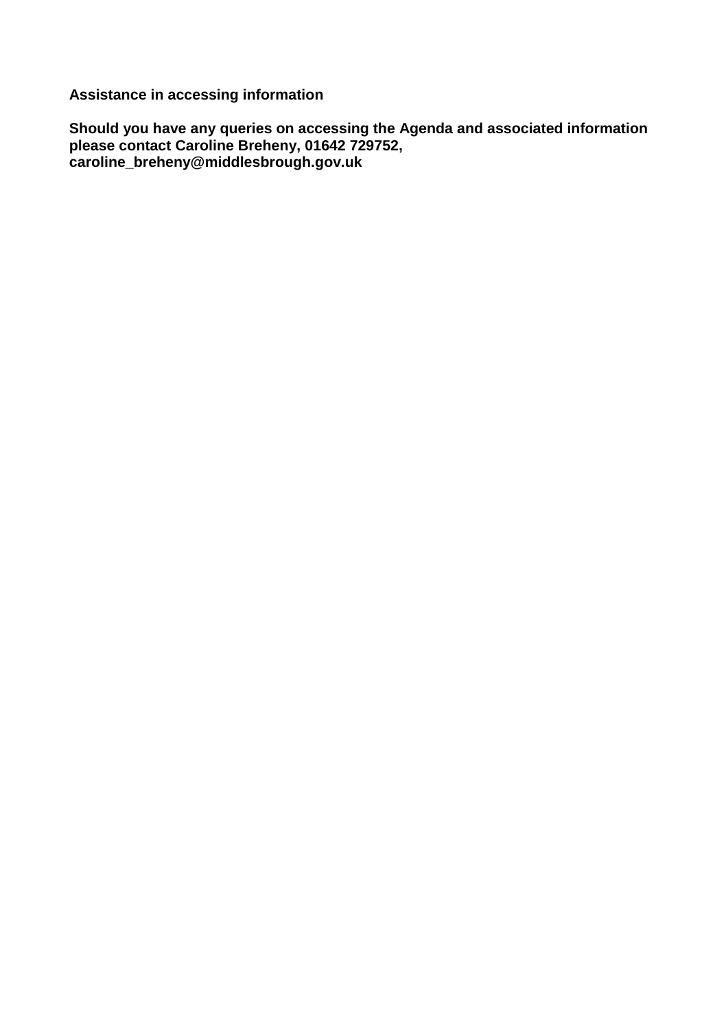**Assistance in accessing information**

**Should you have any queries on accessing the Agenda and associated information please contact Caroline Breheny, 01642 729752, caroline_breheny@middlesbrough.gov.uk**